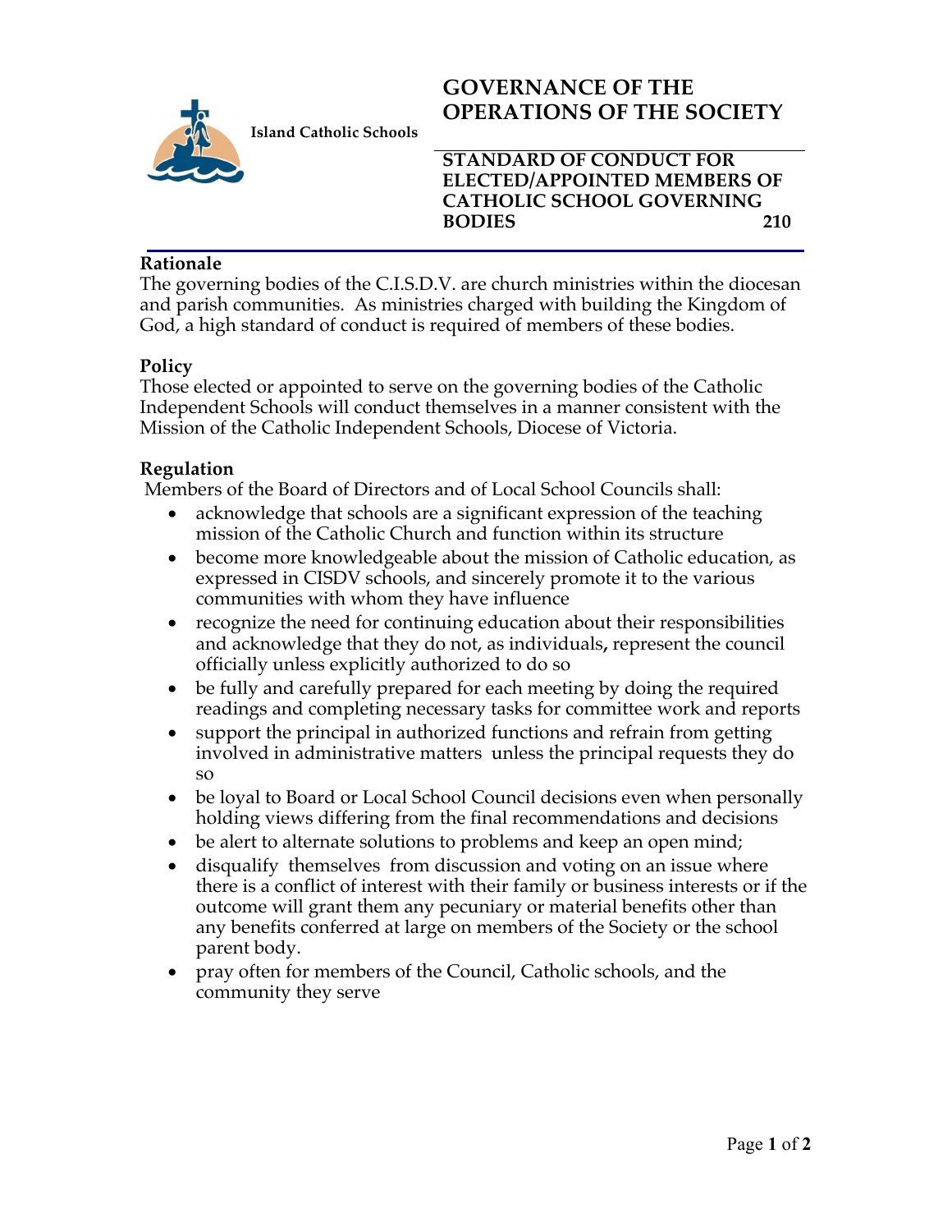Island Catholic Schools

# GOVERNANCE OF THE OPERATIONS OF THE SOCIETY

## STANDARD OF CONDUCT FOR ELECTED/APPOINTED MEMBERS OF CATHOLIC SCHOOL GOVERNING BODIES 210

### Rationale

The governing bodies of the C.I.S.D.V. are church ministries within the diocesan and parish communities. As ministries charged with building the Kingdom of God, a high standard of conduct is required of members of these bodies.

### Policy

Those elected or appointed to serve on the governing bodies of the Catholic Independent Schools will conduct themselves in a manner consistent with the Mission of the Catholic Independent Schools, Diocese of Victoria.

### Regulation

Members of the Board of Directors and of Local School Councils shall:

- acknowledge that schools are a significant expression of the teaching mission of the Catholic Church and function within its structure
- become more knowledgeable about the mission of Catholic education, as expressed in CISDV schools, and sincerely promote it to the various communities with whom they have influence
- recognize the need for continuing education about their responsibilities and acknowledge that they do not, as individuals, represent the council officially unless explicitly authorized to do so
- be fully and carefully prepared for each meeting by doing the required readings and completing necessary tasks for committee work and reports
- support the principal in authorized functions and refrain from getting involved in administrative matters unless the principal requests they do so
- be loyal to Board or Local School Council decisions even when personally holding views differing from the final recommendations and decisions
- be alert to alternate solutions to problems and keep an open mind;
- disqualify themselves from discussion and voting on an issue where there is a conflict of interest with their family or business interests or if the outcome will grant them any pecuniary or material benefits other than any benefits conferred at large on members of the Society or the school parent body.
- pray often for members of the Council, Catholic schools, and the community they serve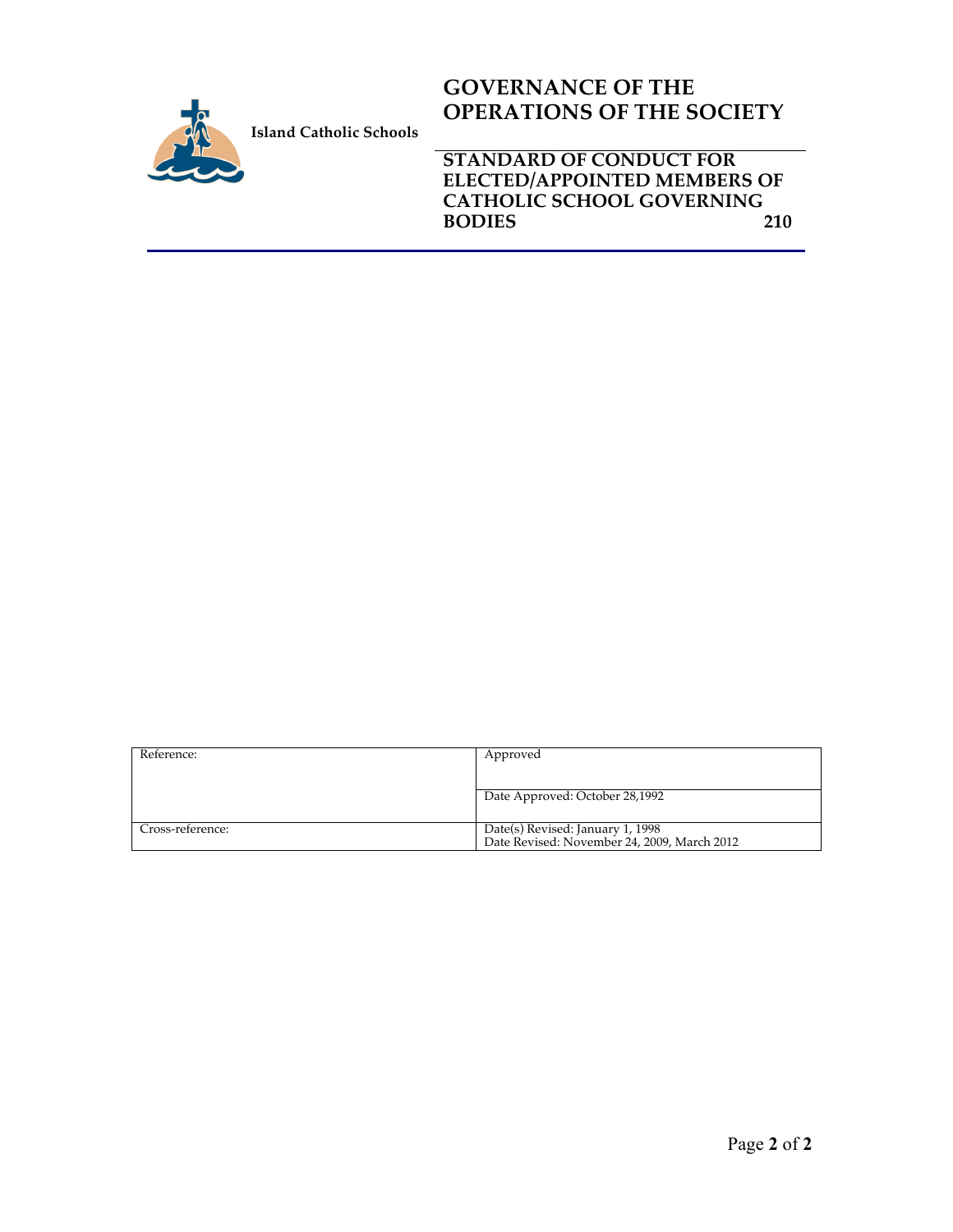| Reference: | Approved |
| --- | --- |
| | Date Approved: October 28,1992 |
| Cross-reference: | Date(s) Revised: January 1, 1998<br>Date Revised: November 24, 2009, March 2012 |